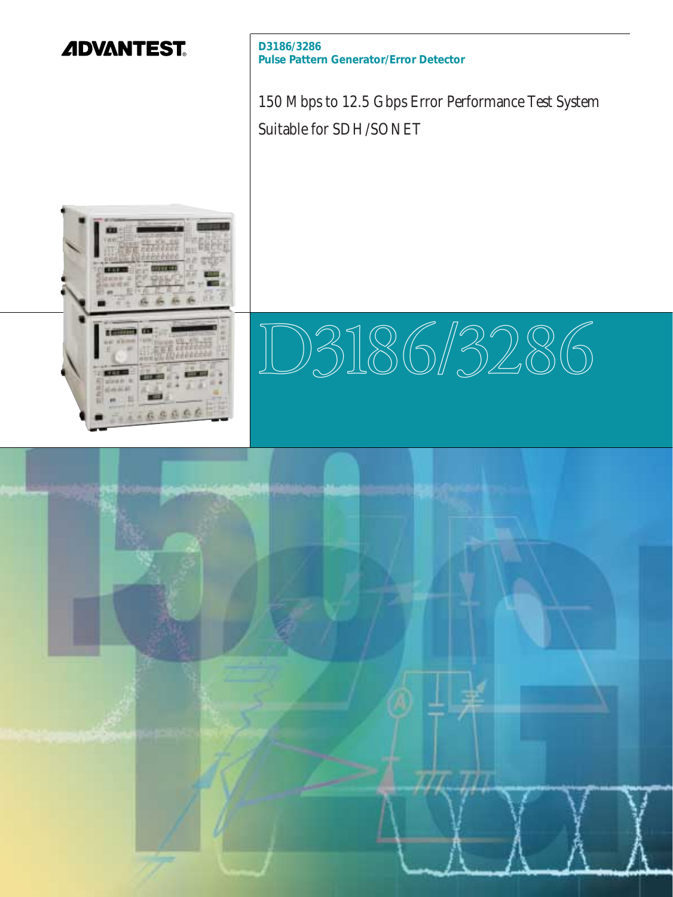ADVANTEST

**D3186/3286**
**Pulse Pattern Generator/Error Detector**

150 Mbps to 12.5 Gbps Error Performance Test System

Suitable for SDH/SONET

# D3186/3286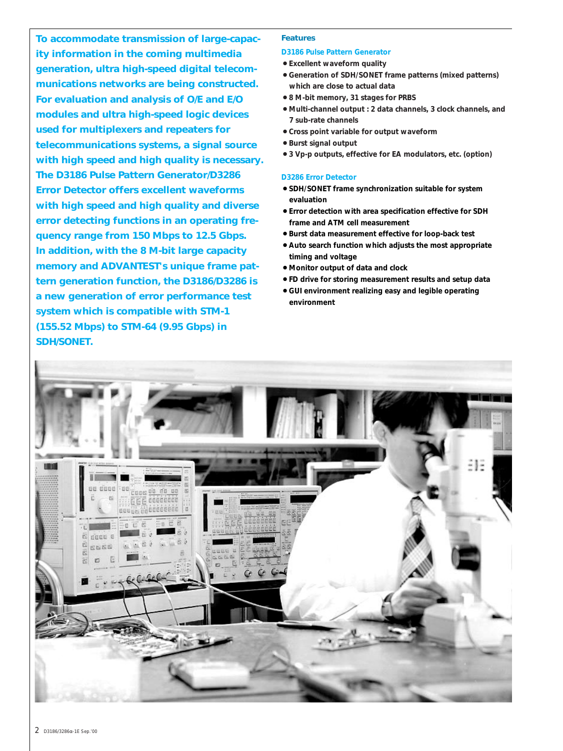**To accommodate transmission of large-capacity information in the coming multimedia generation, ultra high-speed digital telecommunications networks are being constructed. For evaluation and analysis of O/E and E/O modules and ultra high-speed logic devices used for multiplexers and repeaters for telecommunications systems, a signal source with high speed and high quality is necessary. The D3186 Pulse Pattern Generator/D3286 Error Detector offers excellent waveforms with high speed and high quality and diverse error detecting functions in an operating frequency range from 150 Mbps to 12.5 Gbps. In addition, with the 8 M-bit large capacity memory and ADVANTEST's unique frame pattern generation function, the D3186/D3286 is a new generation of error performance test system which is compatible with STM-1 (155.52 Mbps) to STM-64 (9.95 Gbps) in SDH/SONET.**

## Features

### D3186 Pulse Pattern Generator

- Excellent waveform quality
- Generation of SDH/SONET frame patterns (mixed patterns) which are close to actual data
- 8 M-bit memory, 31 stages for PRBS
- Multi-channel output : 2 data channels, 3 clock channels, and 7 sub-rate channels
- Cross point variable for output waveform
- Burst signal output
- 3 Vp-p outputs, effective for EA modulators, etc. (option)

### D3286 Error Detector

- SDH/SONET frame synchronization suitable for system evaluation
- Error detection with area specification effective for SDH frame and ATM cell measurement
- Burst data measurement effective for loop-back test
- Auto search function which adjusts the most appropriate timing and voltage
- Monitor output of data and clock
- FD drive for storing measurement results and setup data
- GUI environment realizing easy and legible operating environment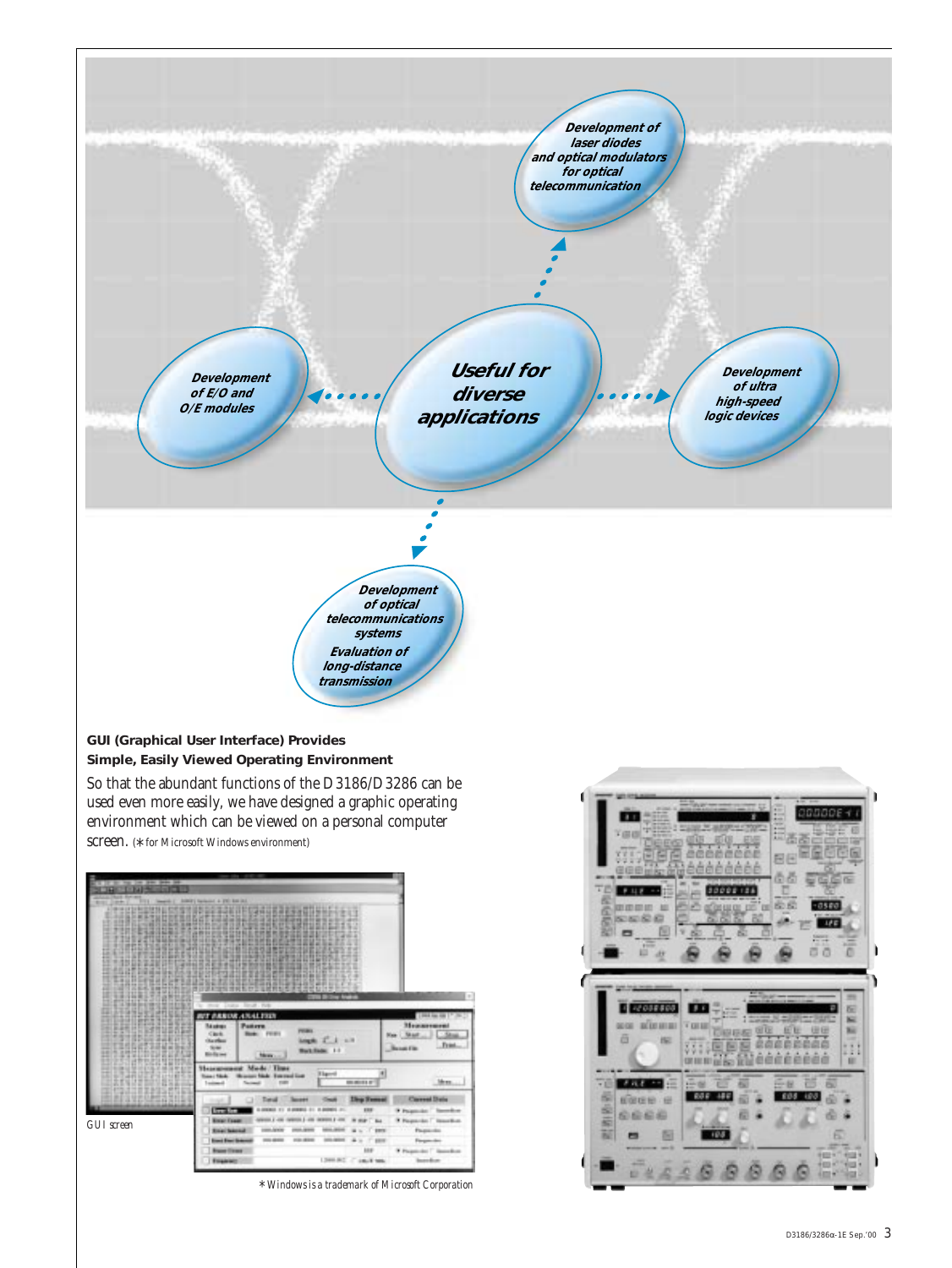Useful for diverse applications

Development of laser diodes and optical modulators for optical telecommunication

Development of E/O and O/E modules

Development of ultra high-speed logic devices

Development of optical telecommunications systems

Evaluation of long-distance transmission

**GUI (Graphical User Interface) Provides Simple, Easily Viewed Operating Environment**

So that the abundant functions of the D3186/D3286 can be used even more easily, we have designed a graphic operating environment which can be viewed on a personal computer screen. (* for Microsoft Windows environment)

GUI screen

* Windows is a trademark of Microsoft Corporation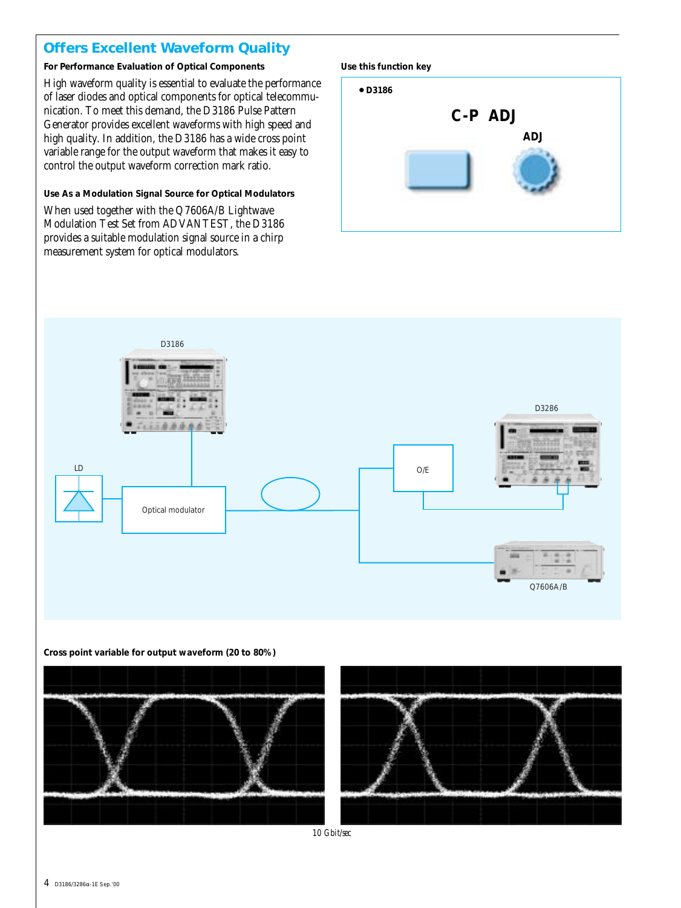## Offers Excellent Waveform Quality

### For Performance Evaluation of Optical Components

High waveform quality is essential to evaluate the performance of laser diodes and optical components for optical telecommunication. To meet this demand, the D3186 Pulse Pattern Generator provides excellent waveforms with high speed and high quality. In addition, the D3186 has a wide cross point variable range for the output waveform that makes it easy to control the output waveform correction mark ratio.

### Use As a Modulation Signal Source for Optical Modulators

When used together with the Q7606A/B Lightwave Modulation Test Set from ADVANTEST, the D3186 provides a suitable modulation signal source in a chirp measurement system for optical modulators.

**Use this function key**

- **D3186**

**C-P ADJ**

**ADJ**

D3186

D3286

LD

O/E

Optical modulator

Q7606A/B

**Cross point variable for output waveform (20 to 80%)**

10 Gbit/sec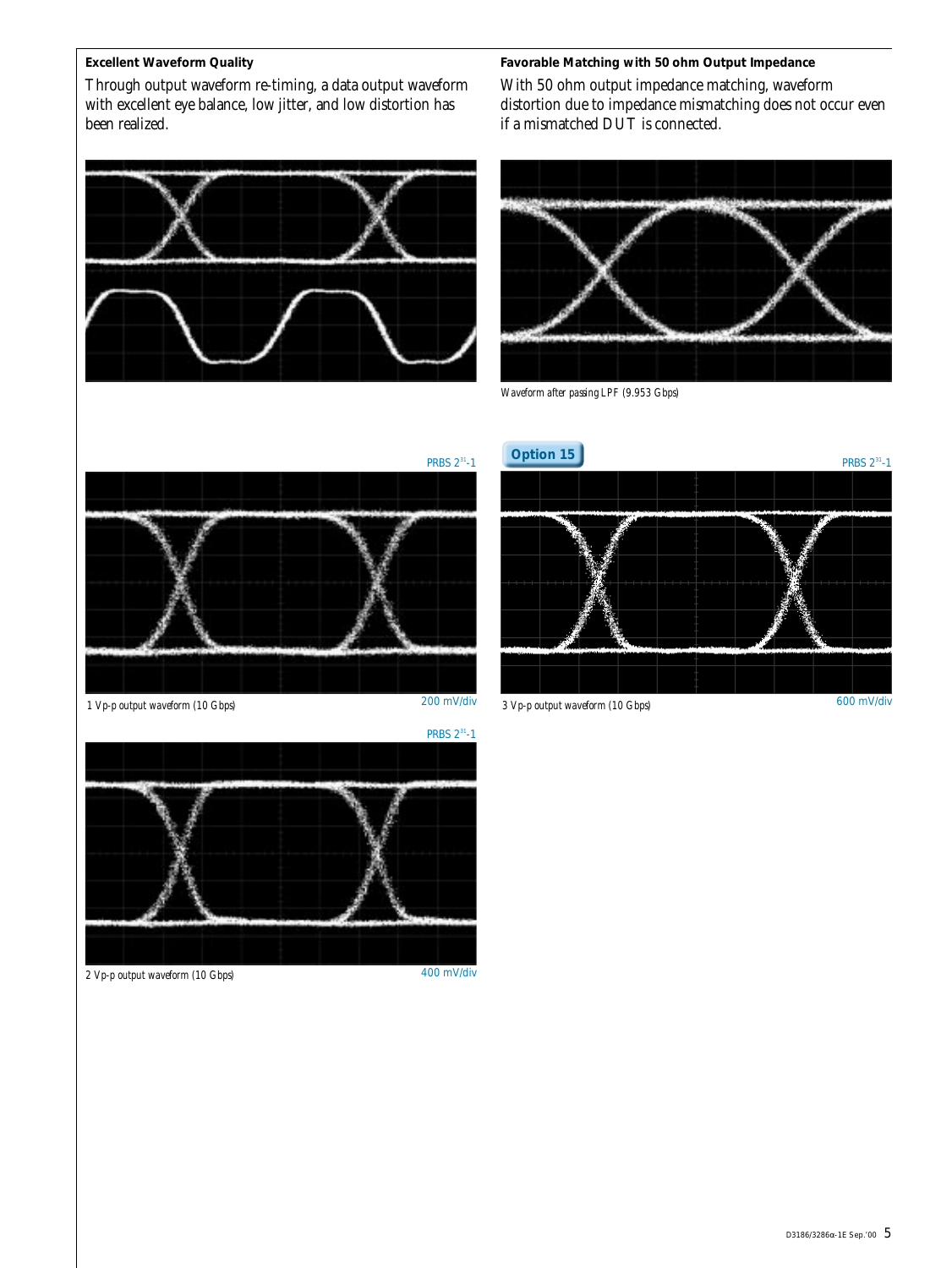**Excellent Waveform Quality**

Through output waveform re-timing, a data output waveform with excellent eye balance, low jitter, and low distortion has been realized.

**Favorable Matching with 50 ohm Output Impedance**

With 50 ohm output impedance matching, waveform distortion due to impedance mismatching does not occur even if a mismatched DUT is connected.

*Waveform after passing LPF (9.953 Gbps)*

PRBS $2^{31}$-1

*1 Vp-p output waveform (10 Gbps)*

200 mV/div

**Option 15**

PRBS $2^{31}$-1

*3 Vp-p output waveform (10 Gbps)*

600 mV/div

PRBS $2^{31}$-1

*2 Vp-p output waveform (10 Gbps)*

400 mV/div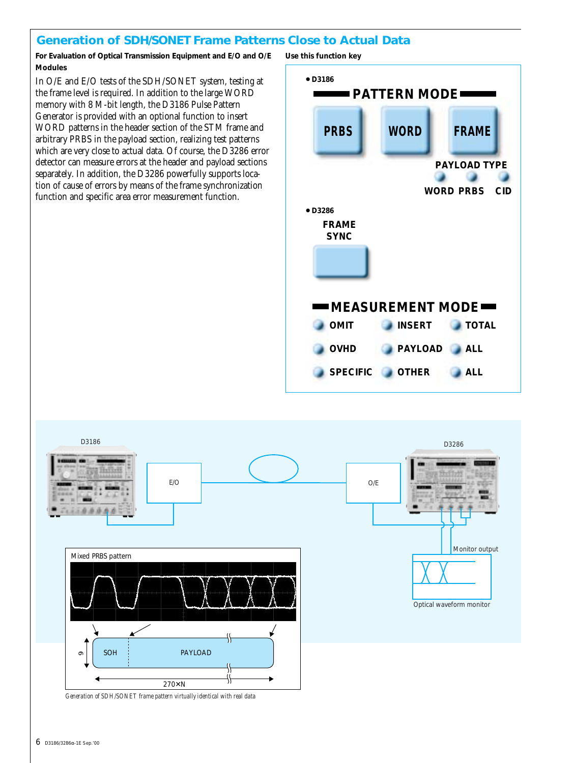## Generation of SDH/SONET Frame Patterns Close to Actual Data

**For Evaluation of Optical Transmission Equipment and E/O and O/E Modules**

In O/E and E/O tests of the SDH/SONET system, testing at the frame level is required. In addition to the large WORD memory with 8 M-bit length, the D3186 Pulse Pattern Generator is provided with an optional function to insert WORD patterns in the header section of the STM frame and arbitrary PRBS in the payload section, realizing test patterns which are very close to actual data. Of course, the D3286 error detector can measure errors at the header and payload sections separately. In addition, the D3286 powerfully supports location of cause of errors by means of the frame synchronization function and specific area error measurement function.

**Use this function key**

- D3186

PATTERN MODE

PRBS　WORD　FRAME

PAYLOAD TYPE: WORD　PRBS　CID

- D3286

FRAME SYNC

MEASUREMENT MODE

OMIT　INSERT　TOTAL

OVHD　PAYLOAD　ALL

SPECIFIC　OTHER　ALL

D3186　E/O　O/E　D3286

Monitor output

Optical waveform monitor

Mixed PRBS pattern

SOH　PAYLOAD

9　270×N

*Generation of SDH/SONET frame pattern virtually identical with real data*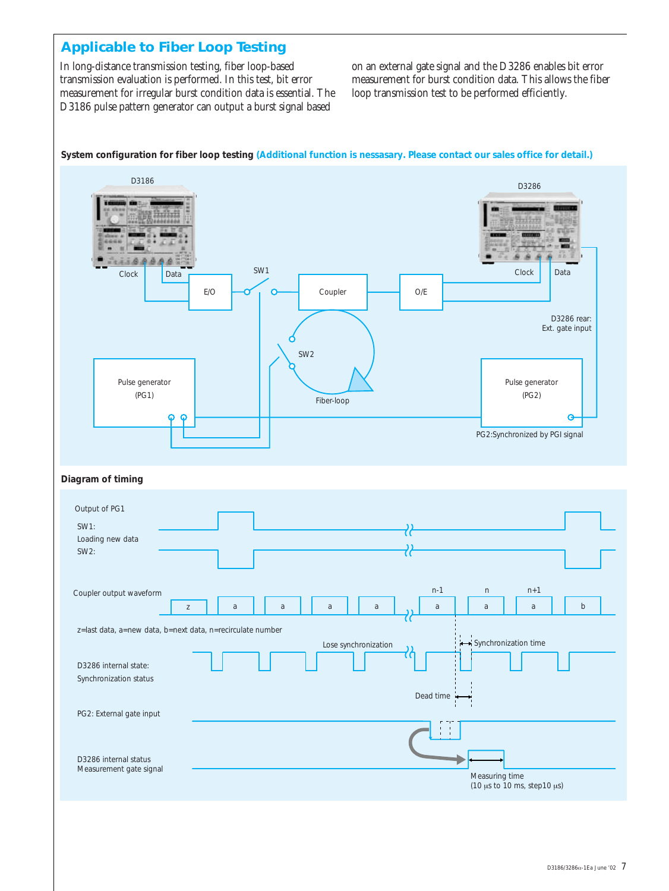## Applicable to Fiber Loop Testing

In long-distance transmission testing, fiber loop-based transmission evaluation is performed. In this test, bit error measurement for irregular burst condition data is essential. The D3186 pulse pattern generator can output a burst signal based on an external gate signal and the D3286 enables bit error measurement for burst condition data. This allows the fiber loop transmission test to be performed efficiently.

**System configuration for fiber loop testing** **(Additional function is nessasary. Please contact our sales office for detail.)**

D3186

Clock Data

E/O

SW1

Coupler

O/E

D3286

Clock Data

D3286 rear: Ext. gate input

SW2

Fiber-loop

Pulse generator (PG1)

Pulse generator (PG2)

PG2:Synchronized by PGI signal

**Diagram of timing**

Output of PG1

SW1: Loading new data

SW2:

Coupler output waveform

z a a a a a a a b

n-1 n n+1

z=last data, a=new data, b=next data, n=recirculate number

Lose synchronization

Synchronization time

D3286 internal state: Synchronization status

Dead time

PG2: External gate input

D3286 internal status Measurement gate signal

Measuring time (10 μs to 10 ms, step10 μs)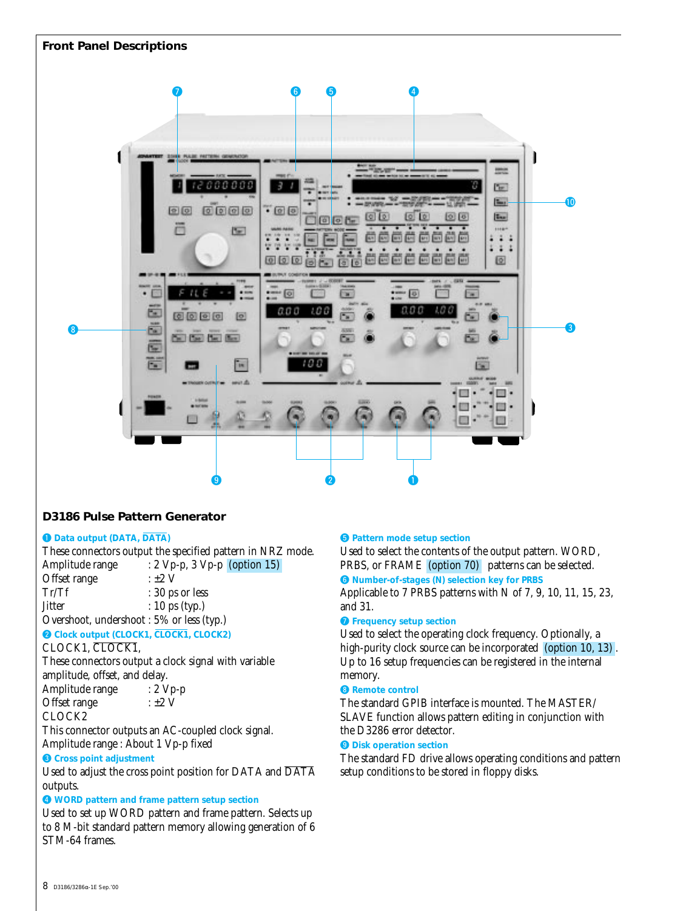## Front Panel Descriptions

### D3186 Pulse Pattern Generator

**❶ Data output (DATA, $\overline{\text{DATA}}$)**

These connectors output the specified pattern in NRZ mode.

Amplitude range : 2 Vp-p, 3 Vp-p (option 15)
Offset range : ±2 V
Tr/Tf : 30 ps or less
Jitter : 10 ps (typ.)
Overshoot, undershoot : 5% or less (typ.)

**❷ Clock output (CLOCK1, $\overline{\text{CLOCK1}}$, CLOCK2)**

CLOCK1, $\overline{\text{CLOCK1}}$,
These connectors output a clock signal with variable amplitude, offset, and delay.

Amplitude range : 2 Vp-p
Offset range : ±2 V

CLOCK2
This connector outputs an AC-coupled clock signal.
Amplitude range : About 1 Vp-p fixed

**❸ Cross point adjustment**

Used to adjust the cross point position for DATA and $\overline{\text{DATA}}$ outputs.

**❹ WORD pattern and frame pattern setup section**

Used to set up WORD pattern and frame pattern. Selects up to 8 M-bit standard pattern memory allowing generation of 6 STM-64 frames.

**❺ Pattern mode setup section**

Used to select the contents of the output pattern. WORD, PRBS, or FRAME (option 70) patterns can be selected.

**❻ Number-of-stages (N) selection key for PRBS**

Applicable to 7 PRBS patterns with N of 7, 9, 10, 11, 15, 23, and 31.

**❼ Frequency setup section**

Used to select the operating clock frequency. Optionally, a high-purity clock source can be incorporated (option 10, 13). Up to 16 setup frequencies can be registered in the internal memory.

**❽ Remote control**

The standard GPIB interface is mounted. The MASTER/SLAVE function allows pattern editing in conjunction with the D3286 error detector.

**❾ Disk operation section**

The standard FD drive allows operating conditions and pattern setup conditions to be stored in floppy disks.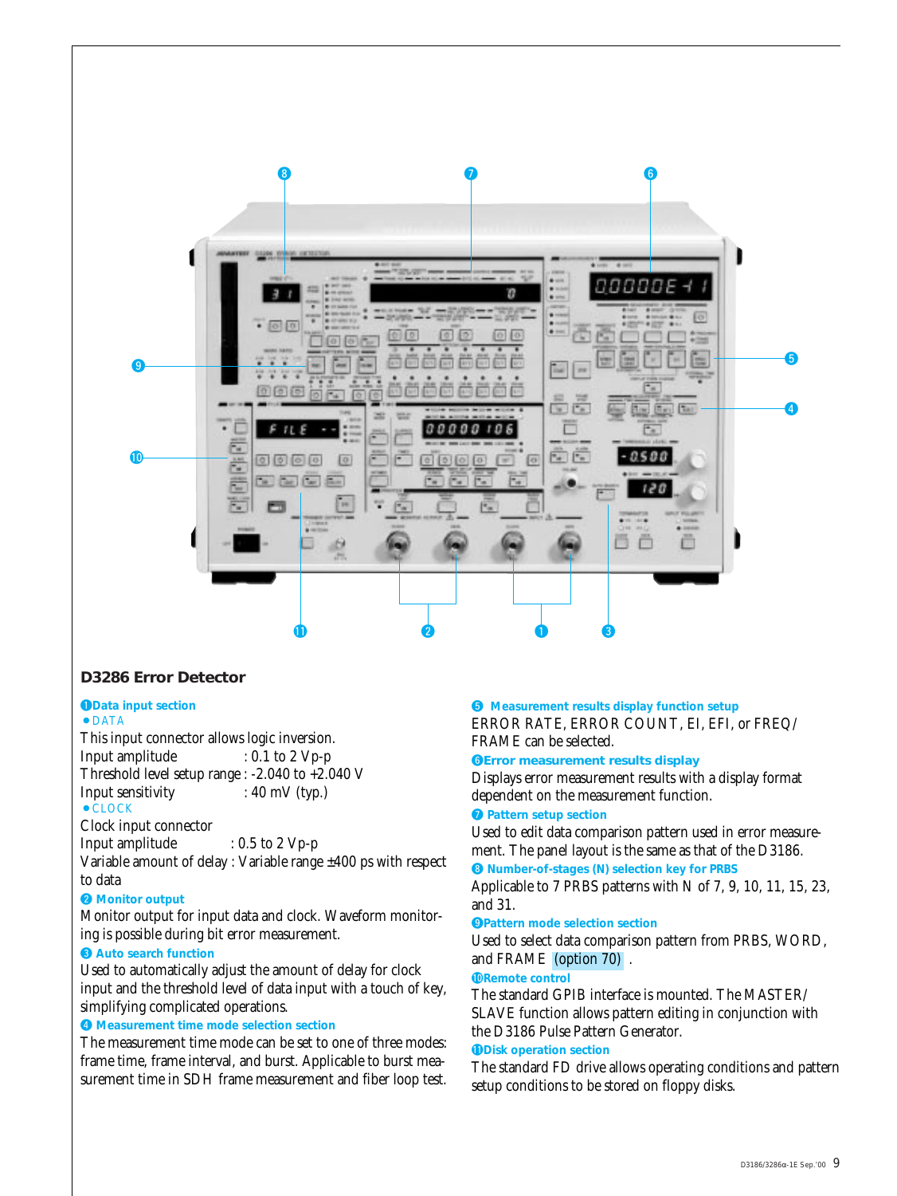## D3286 Error Detector

**❶Data input section**

● DATA

This input connector allows logic inversion.

Input amplitude : 0.1 to 2 Vp-p
Threshold level setup range : -2.040 to +2.040 V
Input sensitivity : 40 mV (typ.)

● CLOCK

Clock input connector

Input amplitude : 0.5 to 2 Vp-p
Variable amount of delay : Variable range ±400 ps with respect to data

**❷ Monitor output**

Monitor output for input data and clock. Waveform monitoring is possible during bit error measurement.

**❸ Auto search function**

Used to automatically adjust the amount of delay for clock input and the threshold level of data input with a touch of key, simplifying complicated operations.

**❹ Measurement time mode selection section**

The measurement time mode can be set to one of three modes: frame time, frame interval, and burst. Applicable to burst measurement time in SDH frame measurement and fiber loop test.

**❺ Measurement results display function setup**

ERROR RATE, ERROR COUNT, EI, EFI, or FREQ/FRAME can be selected.

**❻Error measurement results display**

Displays error measurement results with a display format dependent on the measurement function.

**❼ Pattern setup section**

Used to edit data comparison pattern used in error measurement. The panel layout is the same as that of the D3186.

**❽ Number-of-stages (N) selection key for PRBS**

Applicable to 7 PRBS patterns with N of 7, 9, 10, 11, 15, 23, and 31.

**❾Pattern mode selection section**

Used to select data comparison pattern from PRBS, WORD, and FRAME (option 70) .

**❿Remote control**

The standard GPIB interface is mounted. The MASTER/SLAVE function allows pattern editing in conjunction with the D3186 Pulse Pattern Generator.

**⓫Disk operation section**

The standard FD drive allows operating conditions and pattern setup conditions to be stored on floppy disks.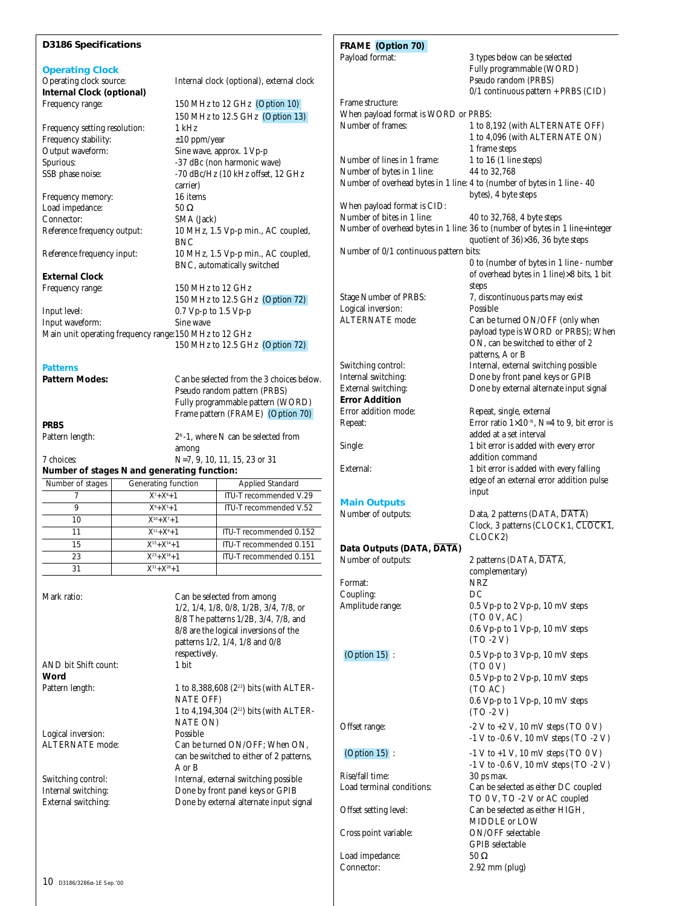## D3186 Specifications

### Operating Clock

| | |
|---|---|
| Operating clock source: | Internal clock (optional), external clock |

**Internal Clock (optional)**

| | |
|---|---|
| Frequency range: | 150 MHz to 12 GHz (Option 10)<br>150 MHz to 12.5 GHz (Option 13) |
| Frequency setting resolution: | 1 kHz |
| Frequency stability: | ±10 ppm/year |
| Output waveform: | Sine wave, approx. 1 Vp-p |
| Spurious: | -37 dBc (non harmonic wave) |
| SSB phase noise: | -70 dBc/Hz (10 kHz offset, 12 GHz carrier) |
| Frequency memory: | 16 items |
| Load impedance: | 50 Ω |
| Connector: | SMA (Jack) |
| Reference frequency output: | 10 MHz, 1.5 Vp-p min., AC coupled, BNC |
| Reference frequency input: | 10 MHz, 1.5 Vp-p min., AC coupled, BNC, automatically switched |

**External Clock**

| | |
|---|---|
| Frequency range: | 150 MHz to 12 GHz<br>150 MHz to 12.5 GHz (Option 72) |
| Input level: | 0.7 Vp-p to 1.5 Vp-p |
| Input waveform: | Sine wave |
| Main unit operating frequency range: | 150 MHz to 12 GHz<br>150 MHz to 12.5 GHz (Option 72) |

### Patterns

**Pattern Modes:** Can be selected from the 3 choices below.
Pseudo random pattern (PRBS)
Fully programmable pattern (WORD)
Frame pattern (FRAME) (Option 70)

**PRBS**

| | |
|---|---|
| Pattern length: | $2^N$-1, where N can be selected from among |
| 7 choices: | N=7, 9, 10, 11, 15, 23 or 31 |

**Number of stages N and generating function:**

| Number of stages | Generating function | Applied Standard |
|---|---|---|
| 7 | $X^7+X^6+1$ | ITU-T recommended V.29 |
| 9 | $X^9+X^5+1$ | ITU-T recommended V.52 |
| 10 | $X^{10}+X^7+1$ | |
| 11 | $X^{11}+X^9+1$ | ITU-T recommended 0.152 |
| 15 | $X^{15}+X^{14}+1$ | ITU-T recommended 0.151 |
| 23 | $X^{23}+X^{18}+1$ | ITU-T recommended 0.151 |
| 31 | $X^{31}+X^{28}+1$ | |

| | |
|---|---|
| Mark ratio: | Can be selected from among 1/2, 1/4, 1/8, 0/8, 1/2B, 3/4, 7/8, or 8/8 The patterns 1/2B, 3/4, 7/8, and 8/8 are the logical inversions of the patterns 1/2, 1/4, 1/8 and 0/8 respectively. |
| AND bit Shift count: | 1 bit |

**Word**

| | |
|---|---|
| Pattern length: | 1 to 8,388,608 ($2^{23}$) bits (with ALTERNATE OFF)<br>1 to 4,194,304 ($2^{22}$) bits (with ALTERNATE ON) |
| Logical inversion: | Possible |
| ALTERNATE mode: | Can be turned ON/OFF; When ON, can be switched to either of 2 patterns, A or B |
| Switching control: | Internal, external switching possible |
| Internal switching: | Done by front panel keys or GPIB |
| External switching: | Done by external alternate input signal |

**FRAME (Option 70)**

| | |
|---|---|
| Payload format: | 3 types below can be selected<br>Fully programmable (WORD)<br>Pseudo random (PRBS)<br>0/1 continuous pattern + PRBS (CID) |

Frame structure:

When payload format is WORD or PRBS:

| | |
|---|---|
| Number of frames: | 1 to 8,192 (with ALTERNATE OFF)<br>1 to 4,096 (with ALTERNATE ON)<br>1 frame steps |
| Number of lines in 1 frame: | 1 to 16 (1 line steps) |
| Number of bytes in 1 line: | 44 to 32,768 |
| Number of overhead bytes in 1 line: | 4 to (number of bytes in 1 line - 40 bytes), 4 byte steps |

When payload format is CID:

| | |
|---|---|
| Number of bites in 1 line: | 40 to 32,768, 4 byte steps |
| Number of overhead bytes in 1 line: | 36 to (number of bytes in 1 line÷integer quotient of 36)×36, 36 byte steps |
| Number of 0/1 continuous pattern bits: | 0 to (number of bytes in 1 line - number of overhead bytes in 1 line)×8 bits, 1 bit steps |
| Stage Number of PRBS: | 7, discontinuous parts may exist |
| Logical inversion: | Possible |
| ALTERNATE mode: | Can be turned ON/OFF (only when payload type is WORD or PRBS); When ON, can be switched to either of 2 patterns, A or B |
| Switching control: | Internal, external switching possible |
| Internal switching: | Done by front panel keys or GPIB |
| External switching: | Done by external alternate input signal |

**Error Addition**

| | |
|---|---|
| Error addition mode: | Repeat, single, external |
| Repeat: | Error ratio $1\times10^{-N}$, N=4 to 9, bit error is added at a set interval |
| Single: | 1 bit error is added with every error addition command |
| External: | 1 bit error is added with every falling edge of an external error addition pulse input |

### Main Outputs

| | |
|---|---|
| Number of outputs: | Data, 2 patterns (DATA, $\overline{\text{DATA}}$)<br>Clock, 3 patterns (CLOCK1, $\overline{\text{CLOCK1}}$, CLOCK2) |

**Data Outputs (DATA, $\overline{\text{DATA}}$)**

| | |
|---|---|
| Number of outputs: | 2 patterns (DATA, $\overline{\text{DATA}}$, complementary) |
| Format: | NRZ |
| Coupling: | DC |
| Amplitude range: | 0.5 Vp-p to 2 Vp-p, 10 mV steps (TO 0 V, AC)<br>0.6 Vp-p to 1 Vp-p, 10 mV steps (TO -2 V) |
| (Option 15) : | 0.5 Vp-p to 3 Vp-p, 10 mV steps (TO 0 V)<br>0.5 Vp-p to 2 Vp-p, 10 mV steps (TO AC)<br>0.6 Vp-p to 1 Vp-p, 10 mV steps (TO -2 V) |
| Offset range: | -2 V to +2 V, 10 mV steps (TO 0 V)<br>-1 V to -0.6 V, 10 mV steps (TO -2 V) |
| (Option 15) : | -1 V to +1 V, 10 mV steps (TO 0 V)<br>-1 V to -0.6 V, 10 mV steps (TO -2 V) |
| Rise/fall time: | 30 ps max. |
| Load terminal conditions: | Can be selected as either DC coupled TO 0 V, TO -2 V or AC coupled |
| Offset setting level: | Can be selected as either HIGH, MIDDLE or LOW |
| Cross point variable: | ON/OFF selectable<br>GPIB selectable |
| Load impedance: | 50 Ω |
| Connector: | 2.92 mm (plug) |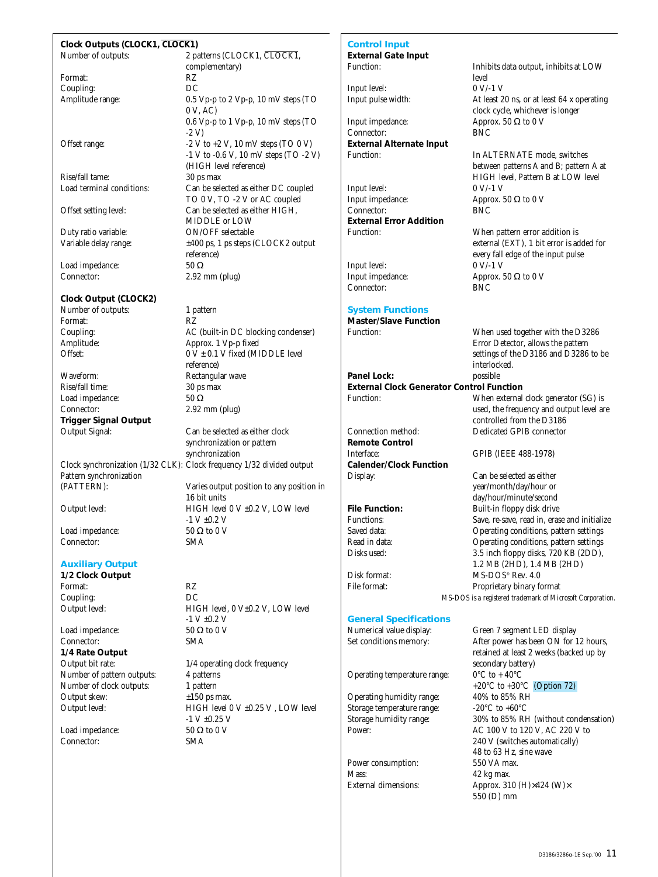### Clock Outputs (CLOCK1, $\overline{\text{CLOCK1}}$)

| | |
|---|---|
| Number of outputs: | 2 patterns (CLOCK1, $\overline{\text{CLOCK1}}$, complementary) |
| Format: | RZ |
| Coupling: | DC |
| Amplitude range: | 0.5 Vp-p to 2 Vp-p, 10 mV steps (TO 0 V, AC)<br>0.6 Vp-p to 1 Vp-p, 10 mV steps (TO -2 V) |
| Offset range: | -2 V to +2 V, 10 mV steps (TO 0 V)<br>-1 V to -0.6 V, 10 mV steps (TO -2 V)<br>(HIGH level reference) |
| Rise/fall tame: | 30 ps max |
| Load terminal conditions: | Can be selected as either DC coupled TO 0 V, TO -2 V or AC coupled |
| Offset setting level: | Can be selected as either HIGH, MIDDLE or LOW |
| Duty ratio variable: | ON/OFF selectable |
| Variable delay range: | ±400 ps, 1 ps steps (CLOCK2 output reference) |
| Load impedance: | 50 Ω |
| Connector: | 2.92 mm (plug) |

### Clock Output (CLOCK2)

| | |
|---|---|
| Number of outputs: | 1 pattern |
| Format: | RZ |
| Coupling: | AC (built-in DC blocking condenser) |
| Amplitude: | Approx. 1 Vp-p fixed |
| Offset: | 0 V ± 0.1 V fixed (MIDDLE level reference) |
| Waveform: | Rectangular wave |
| Rise/fall time: | 30 ps max |
| Load impedance: | 50 Ω |
| Connector: | 2.92 mm (plug) |

### Trigger Signal Output

| | |
|---|---|
| Output Signal: | Can be selected as either clock synchronization or pattern synchronization |
| Clock synchronization (1/32 CLK): | Clock frequency 1/32 divided output |
| Pattern synchronization (PATTERN): | Varies output position to any position in 16 bit units |
| Output level: | HIGH level 0 V ±0.2 V, LOW level -1 V ±0.2 V |
| Load impedance: | 50 Ω to 0 V |
| Connector: | SMA |

## Auxiliary Output

### 1/2 Clock Output

| | |
|---|---|
| Format: | RZ |
| Coupling: | DC |
| Output level: | HIGH level, 0 V±0.2 V, LOW level -1 V ±0.2 V |
| Load impedance: | 50 Ω to 0 V |
| Connector: | SMA |

### 1/4 Rate Output

| | |
|---|---|
| Output bit rate: | 1/4 operating clock frequency |
| Number of pattern outputs: | 4 patterns |
| Number of clock outputs: | 1 pattern |
| Output skew: | ±150 ps max. |
| Output level: | HIGH level 0 V ±0.25 V , LOW level -1 V ±0.25 V |
| Load impedance: | 50 Ω to 0 V |
| Connector: | SMA |

## Control Input

### External Gate Input

| | |
|---|---|
| Function: | Inhibits data output, inhibits at LOW level |
| Input level: | 0 V/-1 V |
| Input pulse width: | At least 20 ns, or at least 64 x operating clock cycle, whichever is longer |
| Input impedance: | Approx. 50 Ω to 0 V |
| Connector: | BNC |

### External Alternate Input

| | |
|---|---|
| Function: | In ALTERNATE mode, switches between patterns A and B; pattern A at HIGH level, Pattern B at LOW level |
| Input level: | 0 V/-1 V |
| Input impedance: | Approx. 50 Ω to 0 V |
| Connector: | BNC |

### External Error Addition

| | |
|---|---|
| Function: | When pattern error addition is external (EXT), 1 bit error is added for every fall edge of the input pulse |
| Input level: | 0 V/-1 V |
| Input impedance: | Approx. 50 Ω to 0 V |
| Connector: | BNC |

## System Functions

### Master/Slave Function

| | |
|---|---|
| Function: | When used together with the D3286 Error Detector, allows the pattern settings of the D3186 and D3286 to be interlocked. |

**Panel Lock:** possible

### External Clock Generator Control Function

| | |
|---|---|
| Function: | When external clock generator (SG) is used, the frequency and output level are controlled from the D3186 |
| Connection method: | Dedicated GPIB connector |

### Remote Control

| | |
|---|---|
| Interface: | GPIB (IEEE 488-1978) |

### Calender/Clock Function

| | |
|---|---|
| Display: | Can be selected as either year/month/day/hour or day/hour/minute/second |

### File Function:

| | |
|---|---|
| File Function: | Built-in floppy disk drive |
| Functions: | Save, re-save, read in, erase and initialize |
| Saved data: | Operating conditions, pattern settings |
| Read in data: | Operating conditions, pattern settings |
| Disks used: | 3.5 inch floppy disks, 720 KB (2DD), 1.2 MB (2HD), 1.4 MB (2HD) |
| Disk format: | MS-DOS® Rev. 4.0 |
| File format: | Proprietary binary format |

*MS-DOS is a registered trademark of Microsoft Corporation.*

## General Specifications

| | |
|---|---|
| Numerical value display: | Green 7 segment LED display |
| Set conditions memory: | After power has been ON for 12 hours, retained at least 2 weeks (backed up by secondary battery) |
| Operating temperature range: | 0°C to +40°C<br>+20°C to +30°C (Option 72) |
| Operating humidity range: | 40% to 85% RH |
| Storage temperature range: | -20°C to +60°C |
| Storage humidity range: | 30% to 85% RH (without condensation) |
| Power: | AC 100 V to 120 V, AC 220 V to 240 V (switches automatically)<br>48 to 63 Hz, sine wave |
| Power consumption: | 550 VA max. |
| Mass: | 42 kg max. |
| External dimensions: | Approx. 310 (H)×424 (W)× 550 (D) mm |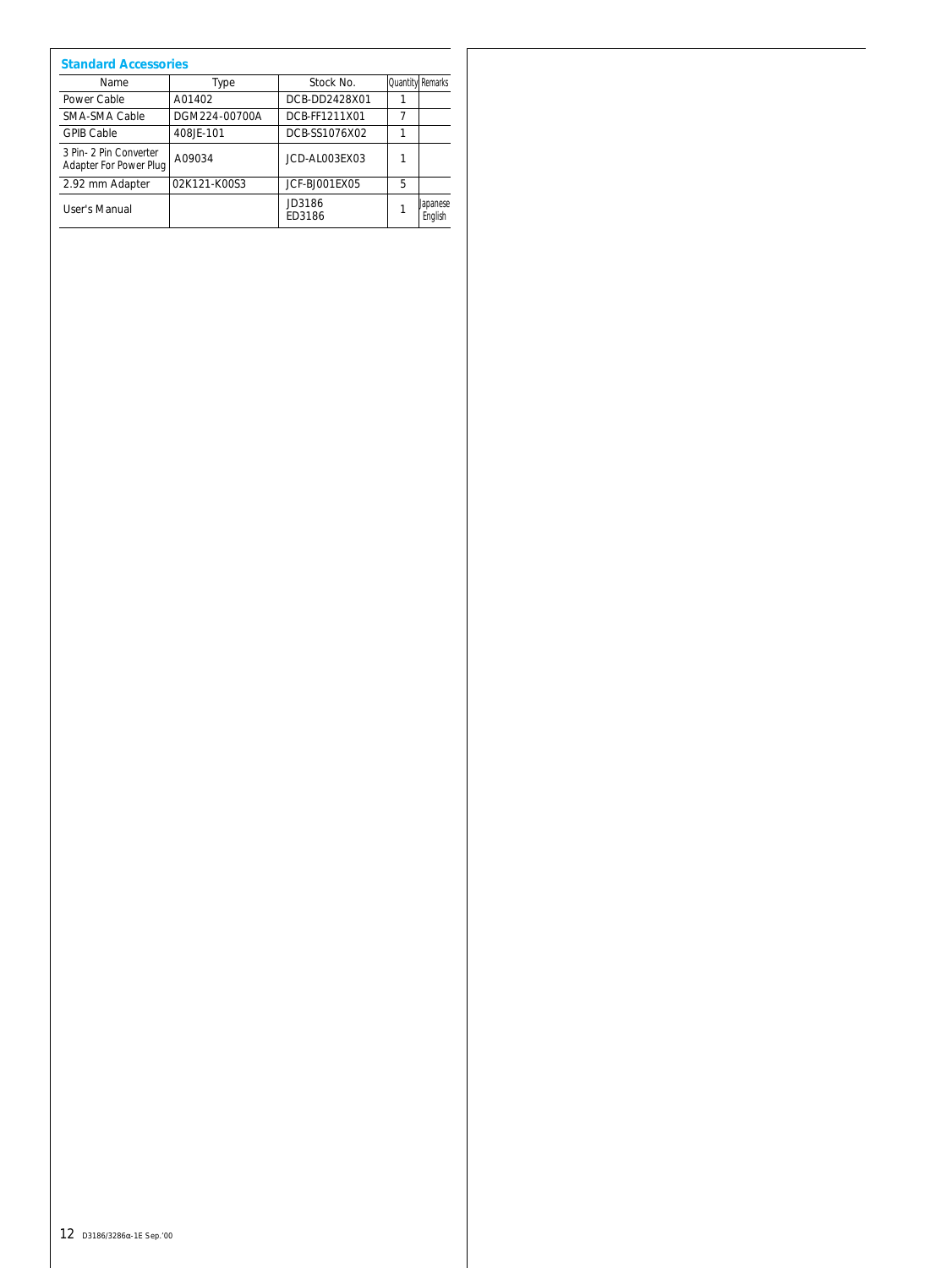## Standard Accessories

| Name | Type | Stock No. | Quantity | Remarks |
|---|---|---|---|---|
| Power Cable | A01402 | DCB-DD2428X01 | 1 | |
| SMA-SMA Cable | DGM224-00700A | DCB-FF1211X01 | 7 | |
| GPIB Cable | 408JE-101 | DCB-SS1076X02 | 1 | |
| 3 Pin- 2 Pin Converter Adapter For Power Plug | A09034 | JCD-AL003EX03 | 1 | |
| 2.92 mm Adapter | 02K121-K00S3 | JCF-BJ001EX05 | 5 | |
| User's Manual | | JD3186<br>ED3186 | 1 | Japanese<br>English |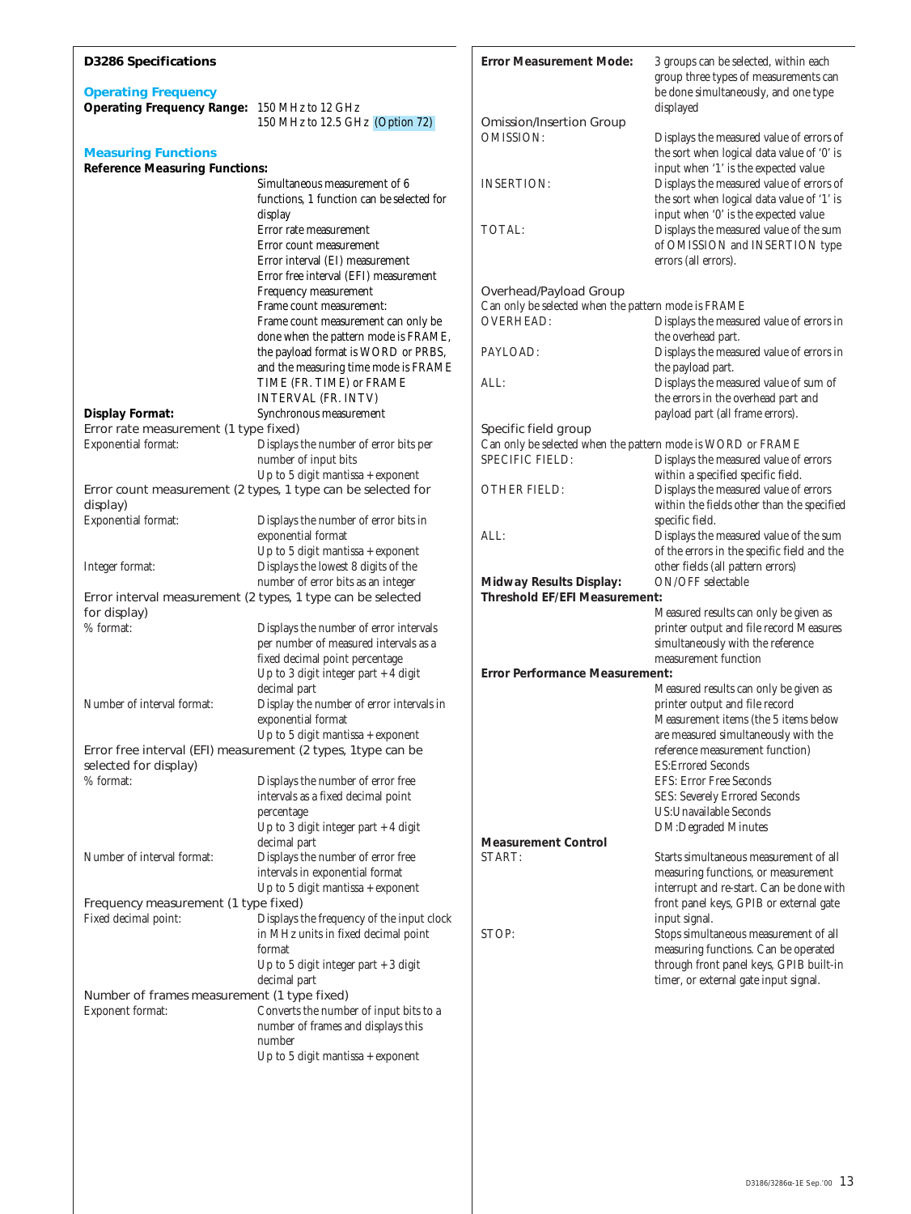## D3286 Specifications

### Operating Frequency

**Operating Frequency Range:** 150 MHz to 12 GHz
150 MHz to 12.5 GHz (Option 72)

### Measuring Functions

**Reference Measuring Functions:**

Simultaneous measurement of 6 functions, 1 function can be selected for display
Error rate measurement
Error count measurement
Error interval (EI) measurement
Error free interval (EFI) measurement
Frequency measurement
Frame count measurement:
Frame count measurement can only be done when the pattern mode is FRAME, the payload format is WORD or PRBS, and the measuring time mode is FRAME TIME (FR. TIME) or FRAME INTERVAL (FR. INTV)
Synchronous measurement

**Display Format:**

Error rate measurement (1 type fixed)

| | |
|---|---|
| Exponential format: | Displays the number of error bits per number of input bits<br>Up to 5 digit mantissa + exponent |

Error count measurement (2 types, 1 type can be selected for display)

| | |
|---|---|
| Exponential format: | Displays the number of error bits in exponential format<br>Up to 5 digit mantissa + exponent |
| Integer format: | Displays the lowest 8 digits of the number of error bits as an integer |

Error interval measurement (2 types, 1 type can be selected for display)

| | |
|---|---|
| % format: | Displays the number of error intervals per number of measured intervals as a fixed decimal point percentage<br>Up to 3 digit integer part + 4 digit decimal part |
| Number of interval format: | Display the number of error intervals in exponential format<br>Up to 5 digit mantissa + exponent |

Error free interval (EFI) measurement (2 types, 1type can be selected for display)

| | |
|---|---|
| % format: | Displays the number of error free intervals as a fixed decimal point percentage<br>Up to 3 digit integer part + 4 digit decimal part |
| Number of interval format: | Displays the number of error free intervals in exponential format<br>Up to 5 digit mantissa + exponent |

Frequency measurement (1 type fixed)

| | |
|---|---|
| Fixed decimal point: | Displays the frequency of the input clock in MHz units in fixed decimal point format<br>Up to 5 digit integer part + 3 digit decimal part |

Number of frames measurement (1 type fixed)

| | |
|---|---|
| Exponent format: | Converts the number of input bits to a number of frames and displays this number<br>Up to 5 digit mantissa + exponent |

**Error Measurement Mode:** 3 groups can be selected, within each group three types of measurements can be done simultaneously, and one type displayed

Omission/Insertion Group

| | |
|---|---|
| OMISSION: | Displays the measured value of errors of the sort when logical data value of '0' is input when '1' is the expected value |
| INSERTION: | Displays the measured value of errors of the sort when logical data value of '1' is input when '0' is the expected value |
| TOTAL: | Displays the measured value of the sum of OMISSION and INSERTION type errors (all errors). |

Overhead/Payload Group
Can only be selected when the pattern mode is FRAME

| | |
|---|---|
| OVERHEAD: | Displays the measured value of errors in the overhead part. |
| PAYLOAD: | Displays the measured value of errors in the payload part. |
| ALL: | Displays the measured value of sum of the errors in the overhead part and payload part (all frame errors). |

Specific field group
Can only be selected when the pattern mode is WORD or FRAME

| | |
|---|---|
| SPECIFIC FIELD: | Displays the measured value of errors within a specified specific field. |
| OTHER FIELD: | Displays the measured value of errors within the fields other than the specified specific field. |
| ALL: | Displays the measured value of the sum of the errors in the specific field and the other fields (all pattern errors) |

**Midway Results Display:** ON/OFF selectable

**Threshold EF/EFI Measurement:**
Measured results can only be given as printer output and file record Measures simultaneously with the reference measurement function

**Error Performance Measurement:**
Measured results can only be given as printer output and file record
Measurement items (the 5 items below are measured simultaneously with the reference measurement function)
ES:Errored Seconds
EFS: Error Free Seconds
SES: Severely Errored Seconds
US:Unavailable Seconds
DM:Degraded Minutes

**Measurement Control**

| | |
|---|---|
| START: | Starts simultaneous measurement of all measuring functions, or measurement interrupt and re-start. Can be done with front panel keys, GPIB or external gate input signal. |
| STOP: | Stops simultaneous measurement of all measuring functions. Can be operated through front panel keys, GPIB built-in timer, or external gate input signal. |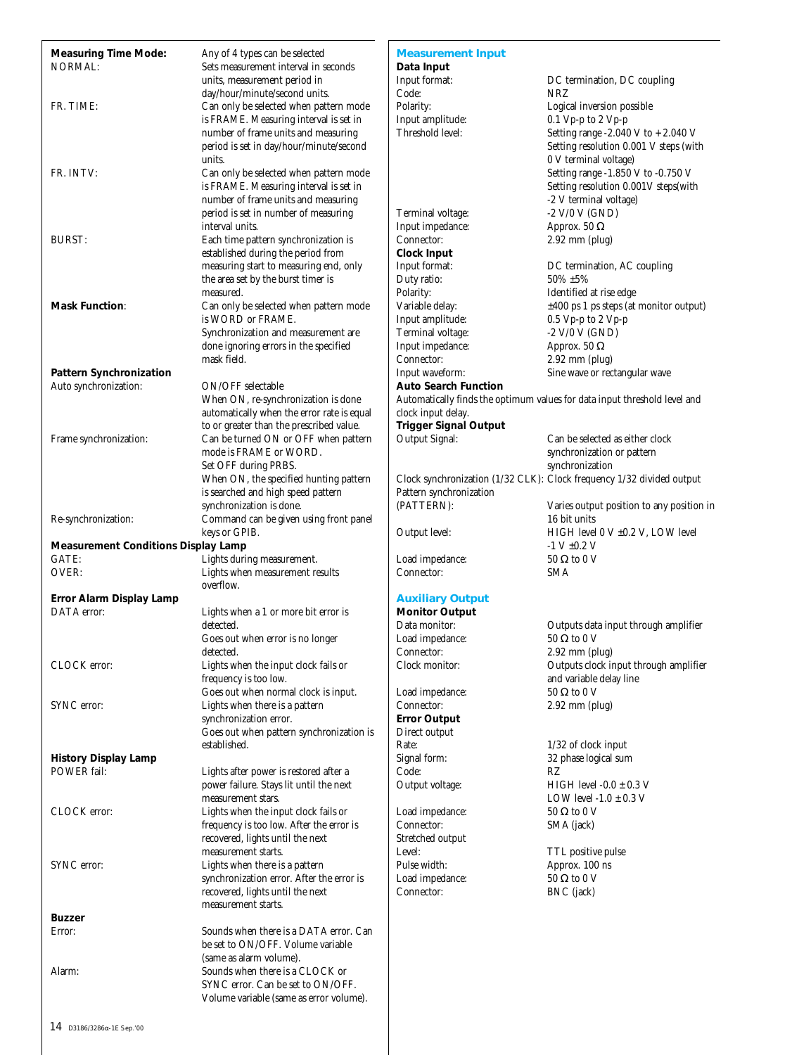**Measuring Time Mode:** Any of 4 types can be selected

| | |
|---|---|
| NORMAL: | Sets measurement interval in seconds units, measurement period in day/hour/minute/second units. |
| FR. TIME: | Can only be selected when pattern mode is FRAME. Measuring interval is set in number of frame units and measuring period is set in day/hour/minute/second units. |
| FR. INTV: | Can only be selected when pattern mode is FRAME. Measuring interval is set in number of frame units and measuring period is set in number of measuring interval units. |
| BURST: | Each time pattern synchronization is established during the period from measuring start to measuring end, only the area set by the burst timer is measured. |

**Mask Function**: Can only be selected when pattern mode is WORD or FRAME. Synchronization and measurement are done ignoring errors in the specified mask field.

**Pattern Synchronization**

| | |
|---|---|
| Auto synchronization: | ON/OFF selectable<br>When ON, re-synchronization is done automatically when the error rate is equal to or greater than the prescribed value. |
| Frame synchronization: | Can be turned ON or OFF when pattern mode is FRAME or WORD.<br>Set OFF during PRBS.<br>When ON, the specified hunting pattern is searched and high speed pattern synchronization is done. |
| Re-synchronization: | Command can be given using front panel keys or GPIB. |

**Measurement Conditions Display Lamp**

| | |
|---|---|
| GATE: | Lights during measurement. |
| OVER: | Lights when measurement results overflow. |

**Error Alarm Display Lamp**

| | |
|---|---|
| DATA error: | Lights when a 1 or more bit error is detected.<br>Goes out when error is no longer detected. |
| CLOCK error: | Lights when the input clock fails or frequency is too low.<br>Goes out when normal clock is input. |
| SYNC error: | Lights when there is a pattern synchronization error.<br>Goes out when pattern synchronization is established. |

**History Display Lamp**

| | |
|---|---|
| POWER fail: | Lights after power is restored after a power failure. Stays lit until the next measurement stars. |
| CLOCK error: | Lights when the input clock fails or frequency is too low. After the error is recovered, lights until the next measurement starts. |
| SYNC error: | Lights when there is a pattern synchronization error. After the error is recovered, lights until the next measurement starts. |

**Buzzer**

| | |
|---|---|
| Error: | Sounds when there is a DATA error. Can be set to ON/OFF. Volume variable (same as alarm volume). |
| Alarm: | Sounds when there is a CLOCK or SYNC error. Can be set to ON/OFF. Volume variable (same as error volume). |

## Measurement Input

**Data Input**

| | |
|---|---|
| Input format: | DC termination, DC coupling |
| Code: | NRZ |
| Polarity: | Logical inversion possible |
| Input amplitude: | 0.1 Vp-p to 2 Vp-p |
| Threshold level: | Setting range -2.040 V to + 2.040 V<br>Setting resolution 0.001 V steps (with 0 V terminal voltage)<br>Setting range -1.850 V to -0.750 V<br>Setting resolution 0.001V steps(with -2 V terminal voltage) |
| Terminal voltage: | -2 V/0 V (GND) |
| Input impedance: | Approx. 50 Ω |
| Connector: | 2.92 mm (plug) |

**Clock Input**

| | |
|---|---|
| Input format: | DC termination, AC coupling |
| Duty ratio: | 50% ±5% |
| Polarity: | Identified at rise edge |
| Variable delay: | ±400 ps 1 ps steps (at monitor output) |
| Input amplitude: | 0.5 Vp-p to 2 Vp-p |
| Terminal voltage: | -2 V/0 V (GND) |
| Input impedance: | Approx. 50 Ω |
| Connector: | 2.92 mm (plug) |
| Input waveform: | Sine wave or rectangular wave |

**Auto Search Function**

Automatically finds the optimum values for data input threshold level and clock input delay.

**Trigger Signal Output**

| | |
|---|---|
| Output Signal: | Can be selected as either clock synchronization or pattern synchronization |
| Clock synchronization (1/32 CLK): | Clock frequency 1/32 divided output |
| Pattern synchronization (PATTERN): | Varies output position to any position in 16 bit units |
| Output level: | HIGH level 0 V ±0.2 V, LOW level -1 V ±0.2 V |
| Load impedance: | 50 Ω to 0 V |
| Connector: | SMA |

## Auxiliary Output

**Monitor Output**

| | |
|---|---|
| Data monitor: | Outputs data input through amplifier |
| Load impedance: | 50 Ω to 0 V |
| Connector: | 2.92 mm (plug) |
| Clock monitor: | Outputs clock input through amplifier and variable delay line |
| Load impedance: | 50 Ω to 0 V |
| Connector: | 2.92 mm (plug) |

**Error Output**

Direct output

| | |
|---|---|
| Rate: | 1/32 of clock input |
| Signal form: | 32 phase logical sum |
| Code: | RZ |
| Output voltage: | HIGH level -0.0 ± 0.3 V<br>LOW level -1.0 ± 0.3 V |
| Load impedance: | 50 Ω to 0 V |
| Connector: | SMA (jack) |

Stretched output

| | |
|---|---|
| Level: | TTL positive pulse |
| Pulse width: | Approx. 100 ns |
| Load impedance: | 50 Ω to 0 V |
| Connector: | BNC (jack) |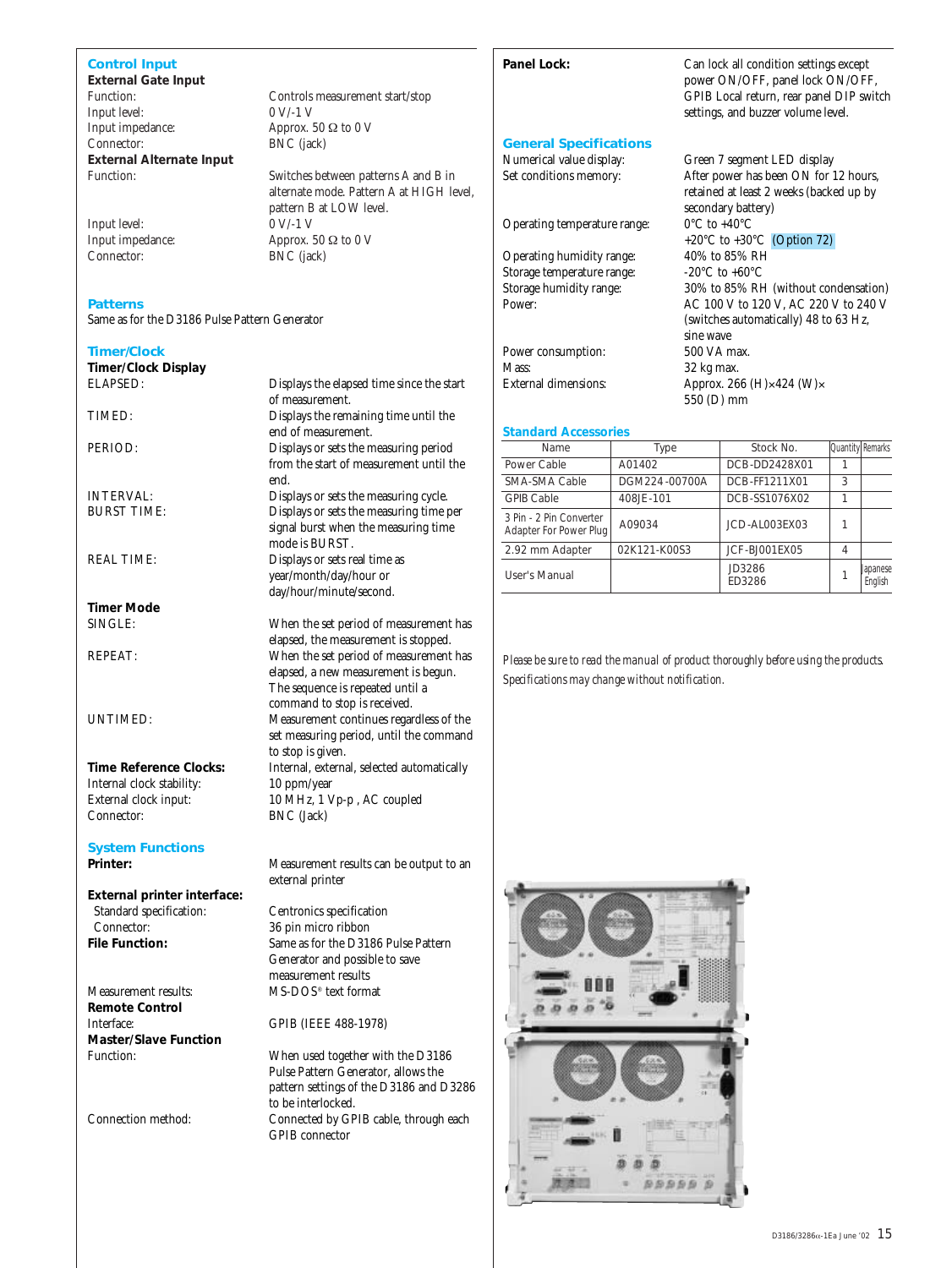## Control Input

**External Gate Input**

| | |
|---|---|
| Function: | Controls measurement start/stop |
| Input level: | 0 V/-1 V |
| Input impedance: | Approx. 50 Ω to 0 V |
| Connector: | BNC (jack) |

**External Alternate Input**

| | |
|---|---|
| Function: | Switches between patterns A and B in alternate mode. Pattern A at HIGH level, pattern B at LOW level. |
| Input level: | 0 V/-1 V |
| Input impedance: | Approx. 50 Ω to 0 V |
| Connector: | BNC (jack) |

## Patterns

Same as for the D3186 Pulse Pattern Generator

## Timer/Clock

**Timer/Clock Display**

| | |
|---|---|
| ELAPSED: | Displays the elapsed time since the start of measurement. |
| TIMED: | Displays the remaining time until the end of measurement. |
| PERIOD: | Displays or sets the measuring period from the start of measurement until the end. |
| INTERVAL: | Displays or sets the measuring cycle. |
| BURST TIME: | Displays or sets the measuring time per signal burst when the measuring time mode is BURST. |
| REAL TIME: | Displays or sets real time as year/month/day/hour or day/hour/minute/second. |

**Timer Mode**

| | |
|---|---|
| SINGLE: | When the set period of measurement has elapsed, the measurement is stopped. |
| REPEAT: | When the set period of measurement has elapsed, a new measurement is begun. The sequence is repeated until a command to stop is received. |
| UNTIMED: | Measurement continues regardless of the set measuring period, until the command to stop is given. |

**Time Reference Clocks:** Internal, external, selected automatically

| | |
|---|---|
| Internal clock stability: | 10 ppm/year |
| External clock input: | 10 MHz, 1 Vp-p , AC coupled |
| Connector: | BNC (Jack) |

## System Functions

**Printer:** Measurement results can be output to an external printer

**External printer interface:**

| | |
|---|---|
| Standard specification: | Centronics specification |
| Connector: | 36 pin micro ribbon |

**File Function:** Same as for the D3186 Pulse Pattern Generator and possible to save measurement results

| | |
|---|---|
| Measurement results: | MS-DOS® text format |

**Remote Control**

| | |
|---|---|
| Interface: | GPIB (IEEE 488-1978) |

**Master/Slave Function**

| | |
|---|---|
| Function: | When used together with the D3186 Pulse Pattern Generator, allows the pattern settings of the D3186 and D3286 to be interlocked. |
| Connection method: | Connected by GPIB cable, through each GPIB connector |

**Panel Lock:** Can lock all condition settings except power ON/OFF, panel lock ON/OFF, GPIB Local return, rear panel DIP switch settings, and buzzer volume level.

## General Specifications

| | |
|---|---|
| Numerical value display: | Green 7 segment LED display |
| Set conditions memory: | After power has been ON for 12 hours, retained at least 2 weeks (backed up by secondary battery) |
| Operating temperature range: | 0°C to +40°C<br>+20°C to +30°C (Option 72) |
| Operating humidity range: | 40% to 85% RH |
| Storage temperature range: | -20°C to +60°C |
| Storage humidity range: | 30% to 85% RH (without condensation) |
| Power: | AC 100 V to 120 V, AC 220 V to 240 V (switches automatically) 48 to 63 Hz, sine wave |
| Power consumption: | 500 VA max. |
| Mass: | 32 kg max. |
| External dimensions: | Approx. 266 (H)×424 (W)× 550 (D) mm |

## Standard Accessories

| Name | Type | Stock No. | Quantity | Remarks |
|---|---|---|---|---|
| Power Cable | A01402 | DCB-DD2428X01 | 1 | |
| SMA-SMA Cable | DGM224-00700A | DCB-FF1211X01 | 3 | |
| GPIB Cable | 408JE-101 | DCB-SS1076X02 | 1 | |
| 3 Pin - 2 Pin Converter Adapter For Power Plug | A09034 | JCD-AL003EX03 | 1 | |
| 2.92 mm Adapter | 02K121-K00S3 | JCF-BJ001EX05 | 4 | |
| User's Manual | | JD3286<br>ED3286 | 1 | Japanese<br>English |

*Please be sure to read the manual of product thoroughly before using the products.*
*Specifications may change without notification.*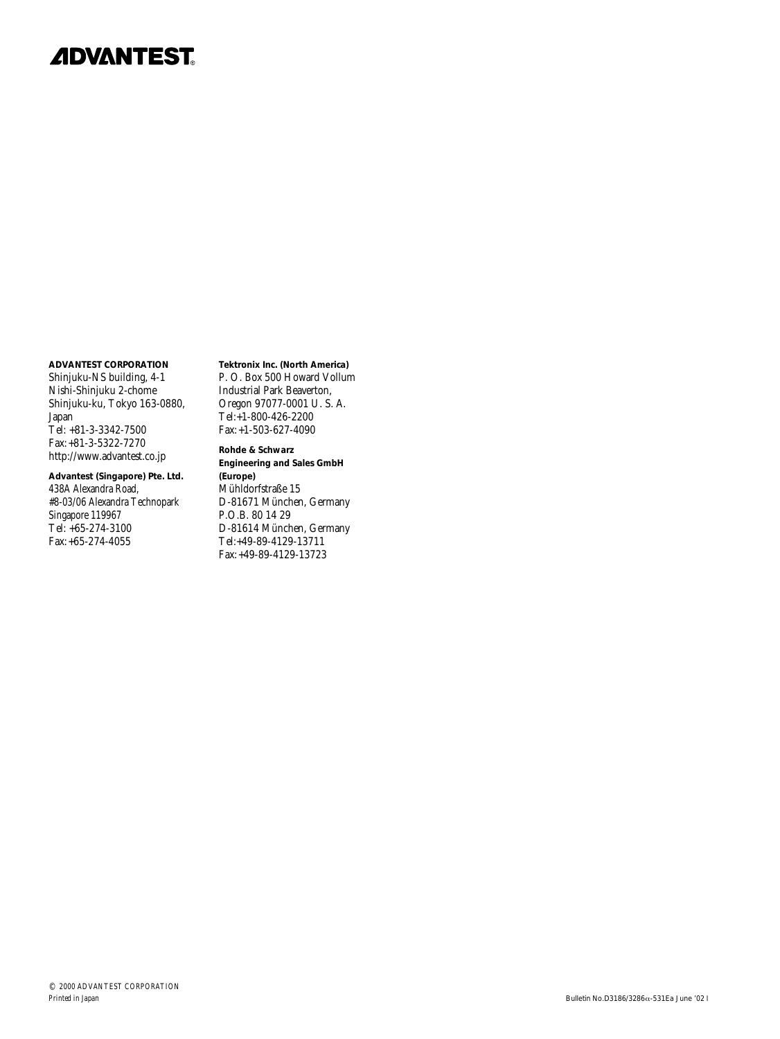**ADVANTEST**®

**ADVANTEST CORPORATION**
Shinjuku-NS building, 4-1
Nishi-Shinjuku 2-chome
Shinjuku-ku, Tokyo 163-0880,
Japan
Tel: +81-3-3342-7500
Fax: +81-3-5322-7270
http://www.advantest.co.jp

**Advantest (Singapore) Pte. Ltd.**
438A Alexandra Road,
#8-03/06 Alexandra Technopark
Singapore 119967
Tel: +65-274-3100
Fax: +65-274-4055

**Tektronix Inc. (North America)**
P. O. Box 500 Howard Vollum
Industrial Park Beaverton,
Oregon 97077-0001 U. S. A.
Tel:+1-800-426-2200
Fax: +1-503-627-4090

**Rohde & Schwarz**
**Engineering and Sales GmbH**
**(Europe)**
Mühldorfstraße 15
D-81671 München, Germany
P.O.B. 80 14 29
D-81614 München, Germany
Tel:+49-89-4129-13711
Fax: +49-89-4129-13723

© 2000 ADVANTEST CORPORATION
Printed in Japan

Bulletin No.D3186/3286α-531Ea June '02 I